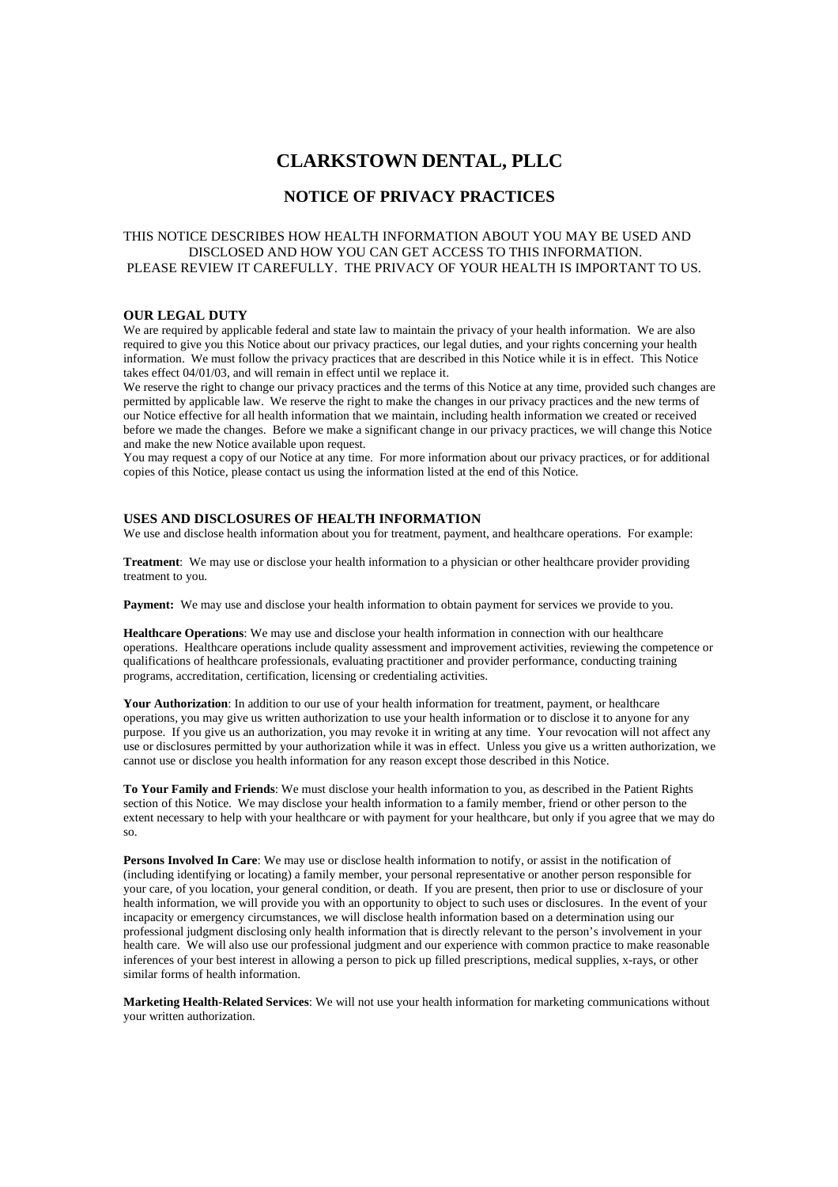# CLARKSTOWN DENTAL, PLLC

## NOTICE OF PRIVACY PRACTICES

THIS NOTICE DESCRIBES HOW HEALTH INFORMATION ABOUT YOU MAY BE USED AND DISCLOSED AND HOW YOU CAN GET ACCESS TO THIS INFORMATION.
PLEASE REVIEW IT CAREFULLY. THE PRIVACY OF YOUR HEALTH IS IMPORTANT TO US.

### OUR LEGAL DUTY

We are required by applicable federal and state law to maintain the privacy of your health information. We are also required to give you this Notice about our privacy practices, our legal duties, and your rights concerning your health information. We must follow the privacy practices that are described in this Notice while it is in effect. This Notice takes effect 04/01/03, and will remain in effect until we replace it.

We reserve the right to change our privacy practices and the terms of this Notice at any time, provided such changes are permitted by applicable law. We reserve the right to make the changes in our privacy practices and the new terms of our Notice effective for all health information that we maintain, including health information we created or received before we made the changes. Before we make a significant change in our privacy practices, we will change this Notice and make the new Notice available upon request.

You may request a copy of our Notice at any time. For more information about our privacy practices, or for additional copies of this Notice, please contact us using the information listed at the end of this Notice.

### USES AND DISCLOSURES OF HEALTH INFORMATION

We use and disclose health information about you for treatment, payment, and healthcare operations. For example:

**Treatment**: We may use or disclose your health information to a physician or other healthcare provider providing treatment to you.

**Payment:** We may use and disclose your health information to obtain payment for services we provide to you.

**Healthcare Operations**: We may use and disclose your health information in connection with our healthcare operations. Healthcare operations include quality assessment and improvement activities, reviewing the competence or qualifications of healthcare professionals, evaluating practitioner and provider performance, conducting training programs, accreditation, certification, licensing or credentialing activities.

**Your Authorization**: In addition to our use of your health information for treatment, payment, or healthcare operations, you may give us written authorization to use your health information or to disclose it to anyone for any purpose. If you give us an authorization, you may revoke it in writing at any time. Your revocation will not affect any use or disclosures permitted by your authorization while it was in effect. Unless you give us a written authorization, we cannot use or disclose you health information for any reason except those described in this Notice.

**To Your Family and Friends**: We must disclose your health information to you, as described in the Patient Rights section of this Notice. We may disclose your health information to a family member, friend or other person to the extent necessary to help with your healthcare or with payment for your healthcare, but only if you agree that we may do so.

**Persons Involved In Care**: We may use or disclose health information to notify, or assist in the notification of (including identifying or locating) a family member, your personal representative or another person responsible for your care, of you location, your general condition, or death. If you are present, then prior to use or disclosure of your health information, we will provide you with an opportunity to object to such uses or disclosures. In the event of your incapacity or emergency circumstances, we will disclose health information based on a determination using our professional judgment disclosing only health information that is directly relevant to the person's involvement in your health care. We will also use our professional judgment and our experience with common practice to make reasonable inferences of your best interest in allowing a person to pick up filled prescriptions, medical supplies, x-rays, or other similar forms of health information.

**Marketing Health-Related Services**: We will not use your health information for marketing communications without your written authorization.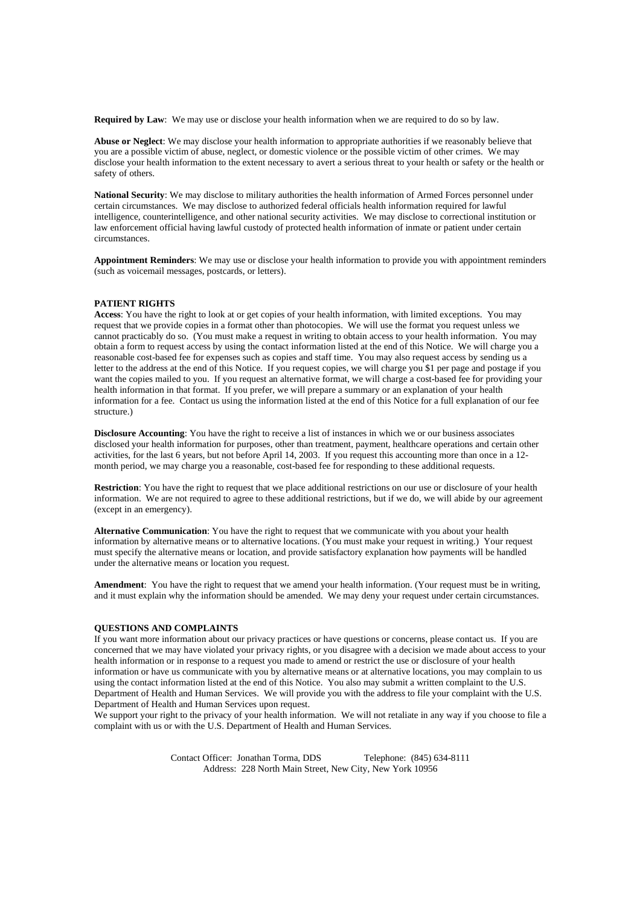**Required by Law**: We may use or disclose your health information when we are required to do so by law.

**Abuse or Neglect**: We may disclose your health information to appropriate authorities if we reasonably believe that you are a possible victim of abuse, neglect, or domestic violence or the possible victim of other crimes. We may disclose your health information to the extent necessary to avert a serious threat to your health or safety or the health or safety of others.

**National Security**: We may disclose to military authorities the health information of Armed Forces personnel under certain circumstances. We may disclose to authorized federal officials health information required for lawful intelligence, counterintelligence, and other national security activities. We may disclose to correctional institution or law enforcement official having lawful custody of protected health information of inmate or patient under certain circumstances.

**Appointment Reminders**: We may use or disclose your health information to provide you with appointment reminders (such as voicemail messages, postcards, or letters).

**PATIENT RIGHTS**

**Access**: You have the right to look at or get copies of your health information, with limited exceptions. You may request that we provide copies in a format other than photocopies. We will use the format you request unless we cannot practicably do so. (You must make a request in writing to obtain access to your health information. You may obtain a form to request access by using the contact information listed at the end of this Notice. We will charge you a reasonable cost-based fee for expenses such as copies and staff time. You may also request access by sending us a letter to the address at the end of this Notice. If you request copies, we will charge you $1 per page and postage if you want the copies mailed to you. If you request an alternative format, we will charge a cost-based fee for providing your health information in that format. If you prefer, we will prepare a summary or an explanation of your health information for a fee. Contact us using the information listed at the end of this Notice for a full explanation of our fee structure.)

**Disclosure Accounting**: You have the right to receive a list of instances in which we or our business associates disclosed your health information for purposes, other than treatment, payment, healthcare operations and certain other activities, for the last 6 years, but not before April 14, 2003. If you request this accounting more than once in a 12-month period, we may charge you a reasonable, cost-based fee for responding to these additional requests.

**Restriction**: You have the right to request that we place additional restrictions on our use or disclosure of your health information. We are not required to agree to these additional restrictions, but if we do, we will abide by our agreement (except in an emergency).

**Alternative Communication**: You have the right to request that we communicate with you about your health information by alternative means or to alternative locations. (You must make your request in writing.) Your request must specify the alternative means or location, and provide satisfactory explanation how payments will be handled under the alternative means or location you request.

**Amendment**: You have the right to request that we amend your health information. (Your request must be in writing, and it must explain why the information should be amended. We may deny your request under certain circumstances.

**QUESTIONS AND COMPLAINTS**

If you want more information about our privacy practices or have questions or concerns, please contact us. If you are concerned that we may have violated your privacy rights, or you disagree with a decision we made about access to your health information or in response to a request you made to amend or restrict the use or disclosure of your health information or have us communicate with you by alternative means or at alternative locations, you may complain to us using the contact information listed at the end of this Notice. You also may submit a written complaint to the U.S. Department of Health and Human Services. We will provide you with the address to file your complaint with the U.S. Department of Health and Human Services upon request.

We support your right to the privacy of your health information. We will not retaliate in any way if you choose to file a complaint with us or with the U.S. Department of Health and Human Services.

Contact Officer: Jonathan Torma, DDS Telephone: (845) 634-8111

Address: 228 North Main Street, New City, New York 10956